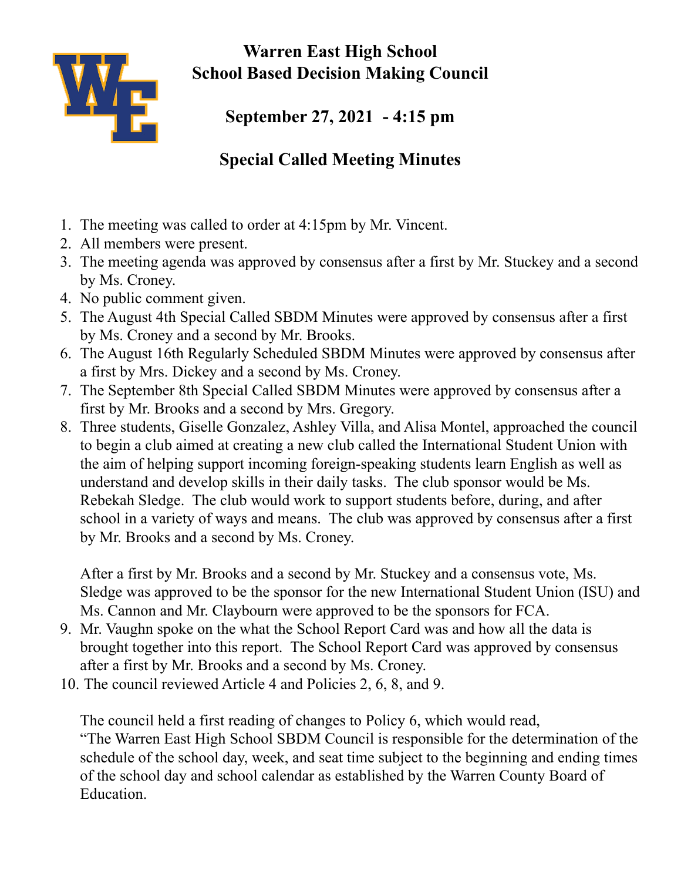# Warren East High School
# School Based Decision Making Council

## September 27, 2021 - 4:15 pm

## Special Called Meeting Minutes

1. The meeting was called to order at 4:15pm by Mr. Vincent.
2. All members were present.
3. The meeting agenda was approved by consensus after a first by Mr. Stuckey and a second by Ms. Croney.
4. No public comment given.
5. The August 4th Special Called SBDM Minutes were approved by consensus after a first by Ms. Croney and a second by Mr. Brooks.
6. The August 16th Regularly Scheduled SBDM Minutes were approved by consensus after a first by Mrs. Dickey and a second by Ms. Croney.
7. The September 8th Special Called SBDM Minutes were approved by consensus after a first by Mr. Brooks and a second by Mrs. Gregory.
8. Three students, Giselle Gonzalez, Ashley Villa, and Alisa Montel, approached the council to begin a club aimed at creating a new club called the International Student Union with the aim of helping support incoming foreign-speaking students learn English as well as understand and develop skills in their daily tasks. The club sponsor would be Ms. Rebekah Sledge. The club would work to support students before, during, and after school in a variety of ways and means. The club was approved by consensus after a first by Mr. Brooks and a second by Ms. Croney.

   After a first by Mr. Brooks and a second by Mr. Stuckey and a consensus vote, Ms. Sledge was approved to be the sponsor for the new International Student Union (ISU) and Ms. Cannon and Mr. Claybourn were approved to be the sponsors for FCA.
9. Mr. Vaughn spoke on the what the School Report Card was and how all the data is brought together into this report. The School Report Card was approved by consensus after a first by Mr. Brooks and a second by Ms. Croney.
10. The council reviewed Article 4 and Policies 2, 6, 8, and 9.

    The council held a first reading of changes to Policy 6, which would read, "The Warren East High School SBDM Council is responsible for the determination of the schedule of the school day, week, and seat time subject to the beginning and ending times of the school day and school calendar as established by the Warren County Board of Education.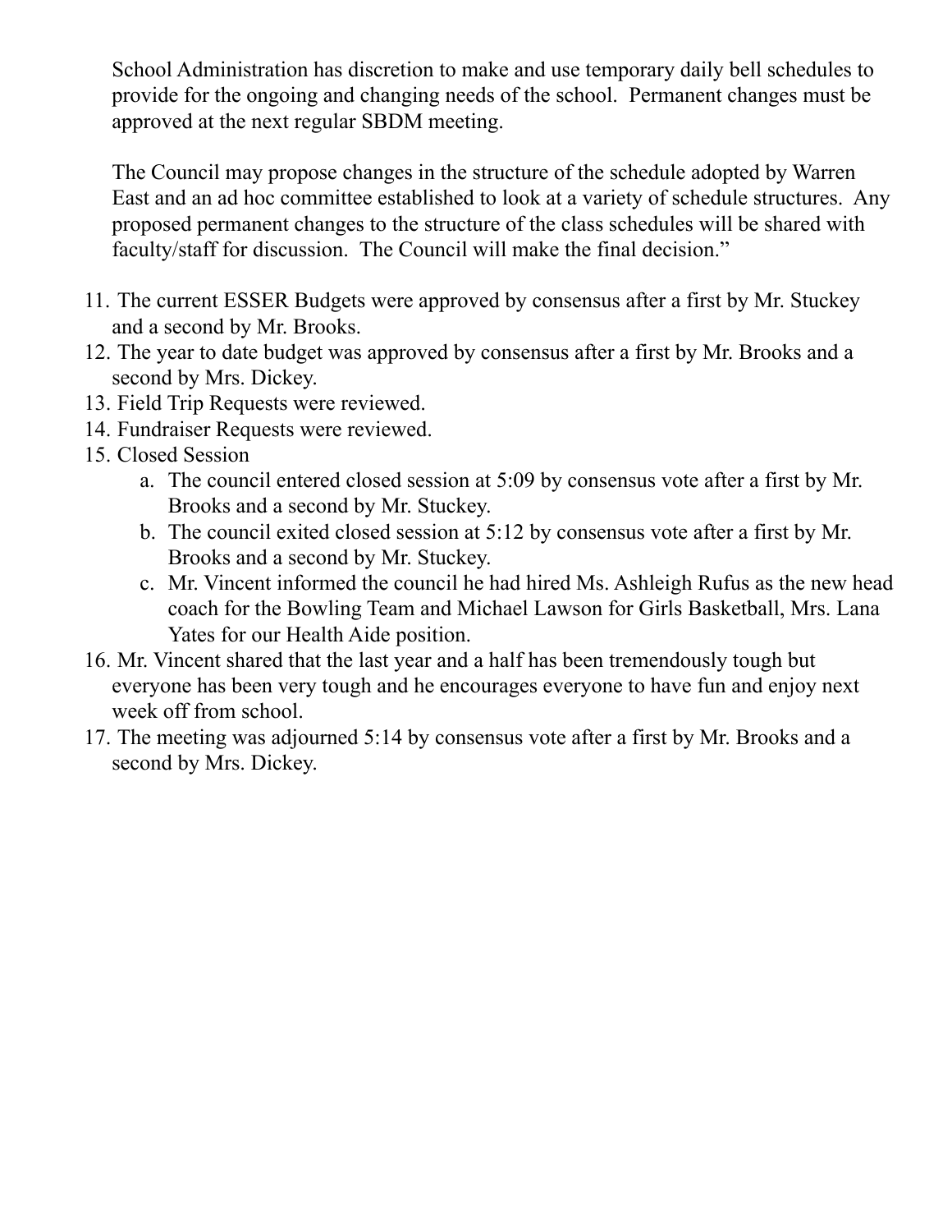School Administration has discretion to make and use temporary daily bell schedules to provide for the ongoing and changing needs of the school. Permanent changes must be approved at the next regular SBDM meeting.

The Council may propose changes in the structure of the schedule adopted by Warren East and an ad hoc committee established to look at a variety of schedule structures. Any proposed permanent changes to the structure of the class schedules will be shared with faculty/staff for discussion. The Council will make the final decision."

11. The current ESSER Budgets were approved by consensus after a first by Mr. Stuckey and a second by Mr. Brooks.
12. The year to date budget was approved by consensus after a first by Mr. Brooks and a second by Mrs. Dickey.
13. Field Trip Requests were reviewed.
14. Fundraiser Requests were reviewed.
15. Closed Session
    a. The council entered closed session at 5:09 by consensus vote after a first by Mr. Brooks and a second by Mr. Stuckey.
    b. The council exited closed session at 5:12 by consensus vote after a first by Mr. Brooks and a second by Mr. Stuckey.
    c. Mr. Vincent informed the council he had hired Ms. Ashleigh Rufus as the new head coach for the Bowling Team and Michael Lawson for Girls Basketball, Mrs. Lana Yates for our Health Aide position.
16. Mr. Vincent shared that the last year and a half has been tremendously tough but everyone has been very tough and he encourages everyone to have fun and enjoy next week off from school.
17. The meeting was adjourned 5:14 by consensus vote after a first by Mr. Brooks and a second by Mrs. Dickey.